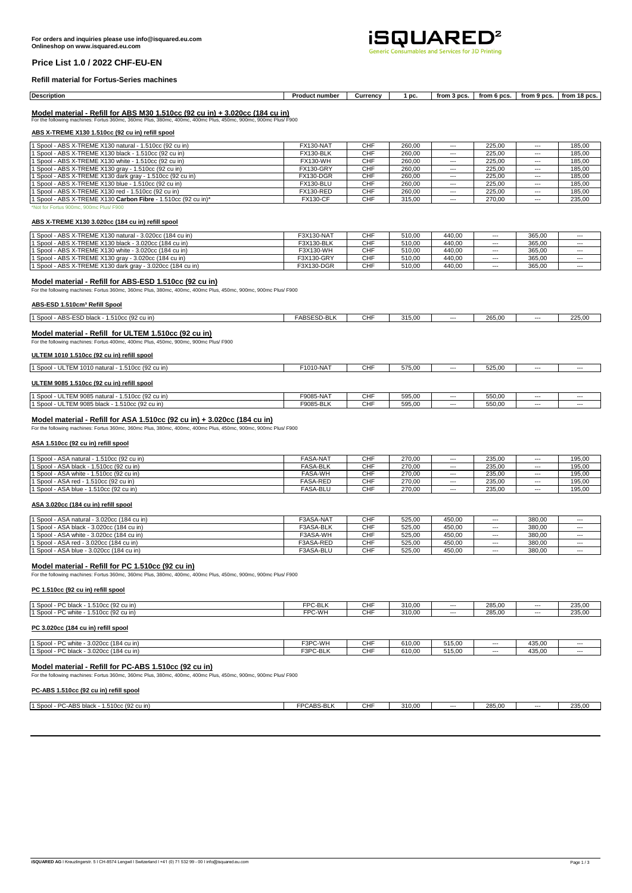For orders and inquiries please use info@isquared.eu.com
Onlineshop on www.isquared.eu.com

iSQUARED²
Generic Consumables and Services for 3D Printing

# Price List 1.0 / 2022 CHF-EU-EN

## Refill material for Fortus-Series machines

| Description | Product number | Currency | 1 pc. | from 3 pcs. | from 6 pcs. | from 9 pcs. | from 18 pcs. |
|---|---|---|---|---|---|---|---|

### Model material - Refill for ABS M30 1.510cc (92 cu in) + 3.020cc (184 cu in)

For the following machines: Fortus 360mc, 360mc Plus, 380mc, 400mc, 400mc Plus, 450mc, 900mc, 900mc Plus/ F900

#### ABS X-TREME X130 1.510cc (92 cu in) refill spool

| Description | Product number | Currency | 1 pc. | from 3 pcs. | from 6 pcs. | from 9 pcs. | from 18 pcs. |
|---|---|---|---|---|---|---|---|
| 1 Spool - ABS X-TREME X130 natural - 1.510cc (92 cu in) | FX130-NAT | CHF | 260,00 | --- | 225,00 | --- | 185,00 |
| 1 Spool - ABS X-TREME X130 black - 1.510cc (92 cu in) | FX130-BLK | CHF | 260,00 | --- | 225,00 | --- | 185,00 |
| 1 Spool - ABS X-TREME X130 white - 1.510cc (92 cu in) | FX130-WH | CHF | 260,00 | --- | 225,00 | --- | 185,00 |
| 1 Spool - ABS X-TREME X130 gray - 1.510cc (92 cu in) | FX130-GRY | CHF | 260,00 | --- | 225,00 | --- | 185,00 |
| 1 Spool - ABS X-TREME X130 dark gray - 1.510cc (92 cu in) | FX130-DGR | CHF | 260,00 | --- | 225,00 | --- | 185,00 |
| 1 Spool - ABS X-TREME X130 blue - 1.510cc (92 cu in) | FX130-BLU | CHF | 260,00 | --- | 225,00 | --- | 185,00 |
| 1 Spool - ABS X-TREME X130 red - 1.510cc (92 cu in) | FX130-RED | CHF | 260,00 | --- | 225,00 | --- | 185,00 |
| 1 Spool - ABS X-TREME X130 **Carbon Fibre** - 1.510cc (92 cu in)* | FX130-CF | CHF | 315,00 | --- | 270,00 | --- | 235,00 |

*Not for Fortus 900mc, 900mc Plus/ F900

#### ABS X-TREME X130 3.020cc (184 cu in) refill spool

| Description | Product number | Currency | 1 pc. | from 3 pcs. | from 6 pcs. | from 9 pcs. | from 18 pcs. |
|---|---|---|---|---|---|---|---|
| 1 Spool - ABS X-TREME X130 natural - 3.020cc (184 cu in) | F3X130-NAT | CHF | 510,00 | 440,00 | --- | 365,00 | --- |
| 1 Spool - ABS X-TREME X130 black - 3.020cc (184 cu in) | F3X130-BLK | CHF | 510,00 | 440,00 | --- | 365,00 | --- |
| 1 Spool - ABS X-TREME X130 white - 3.020cc (184 cu in) | F3X130-WH | CHF | 510,00 | 440,00 | --- | 365,00 | --- |
| 1 Spool - ABS X-TREME X130 gray - 3.020cc (184 cu in) | F3X130-GRY | CHF | 510,00 | 440,00 | --- | 365,00 | --- |
| 1 Spool - ABS X-TREME X130 dark gray - 3.020cc (184 cu in) | F3X130-DGR | CHF | 510,00 | 440,00 | --- | 365,00 | --- |

### Model material - Refill for ABS-ESD 1.510cc (92 cu in)

For the following machines: Fortus 360mc, 360mc Plus, 380mc, 400mc, 400mc Plus, 450mc, 900mc, 900mc Plus/ F900

#### ABS-ESD 1.510cm³ Refill Spool

| Description | Product number | Currency | 1 pc. | from 3 pcs. | from 6 pcs. | from 9 pcs. | from 18 pcs. |
|---|---|---|---|---|---|---|---|
| 1 Spool - ABS-ESD black - 1.510cc (92 cu in) | FABSESD-BLK | CHF | 315,00 | --- | 265,00 | --- | 225,00 |

### Model material - Refill for ULTEM 1.510cc (92 cu in)

For the following machines: Fortus 400mc, 400mc Plus, 450mc, 900mc, 900mc Plus/ F900

#### ULTEM 1010 1.510cc (92 cu in) refill spool

| Description | Product number | Currency | 1 pc. | from 3 pcs. | from 6 pcs. | from 9 pcs. | from 18 pcs. |
|---|---|---|---|---|---|---|---|
| 1 Spool - ULTEM 1010 natural - 1.510cc (92 cu in) | F1010-NAT | CHF | 575,00 | --- | 525,00 | --- | --- |

#### ULTEM 9085 1.510cc (92 cu in) refill spool

| Description | Product number | Currency | 1 pc. | from 3 pcs. | from 6 pcs. | from 9 pcs. | from 18 pcs. |
|---|---|---|---|---|---|---|---|
| 1 Spool - ULTEM 9085 natural - 1.510cc (92 cu in) | F9085-NAT | CHF | 595,00 | --- | 550,00 | --- | --- |
| 1 Spool - ULTEM 9085 black - 1.510cc (92 cu in) | F9085-BLK | CHF | 595,00 | --- | 550,00 | --- | --- |

### Model material - Refill for ASA 1.510cc (92 cu in) + 3.020cc (184 cu in)

For the following machines: Fortus 360mc, 360mc Plus, 380mc, 400mc, 400mc Plus, 450mc, 900mc, 900mc Plus/ F900

#### ASA 1.510cc (92 cu in) refill spool

| Description | Product number | Currency | 1 pc. | from 3 pcs. | from 6 pcs. | from 9 pcs. | from 18 pcs. |
|---|---|---|---|---|---|---|---|
| 1 Spool - ASA natural - 1.510cc (92 cu in) | FASA-NAT | CHF | 270,00 | --- | 235,00 | --- | 195,00 |
| 1 Spool - ASA black - 1.510cc (92 cu in) | FASA-BLK | CHF | 270,00 | --- | 235,00 | --- | 195,00 |
| 1 Spool - ASA white - 1.510cc (92 cu in) | FASA-WH | CHF | 270,00 | --- | 235,00 | --- | 195,00 |
| 1 Spool - ASA red - 1.510cc (92 cu in) | FASA-RED | CHF | 270,00 | --- | 235,00 | --- | 195,00 |
| 1 Spool - ASA blue - 1.510cc (92 cu in) | FASA-BLU | CHF | 270,00 | --- | 235,00 | --- | 195,00 |

#### ASA 3.020cc (184 cu in) refill spool

| Description | Product number | Currency | 1 pc. | from 3 pcs. | from 6 pcs. | from 9 pcs. | from 18 pcs. |
|---|---|---|---|---|---|---|---|
| 1 Spool - ASA natural - 3.020cc (184 cu in) | F3ASA-NAT | CHF | 525,00 | 450,00 | --- | 380,00 | --- |
| 1 Spool - ASA black - 3.020cc (184 cu in) | F3ASA-BLK | CHF | 525,00 | 450,00 | --- | 380,00 | --- |
| 1 Spool - ASA white - 3.020cc (184 cu in) | F3ASA-WH | CHF | 525,00 | 450,00 | --- | 380,00 | --- |
| 1 Spool - ASA red - 3.020cc (184 cu in) | F3ASA-RED | CHF | 525,00 | 450,00 | --- | 380,00 | --- |
| 1 Spool - ASA blue - 3.020cc (184 cu in) | F3ASA-BLU | CHF | 525,00 | 450,00 | --- | 380,00 | --- |

### Model material - Refill for PC 1.510cc (92 cu in)

For the following machines: Fortus 360mc, 360mc Plus, 380mc, 400mc, 400mc Plus, 450mc, 900mc, 900mc Plus/ F900

#### PC 1.510cc (92 cu in) refill spool

| Description | Product number | Currency | 1 pc. | from 3 pcs. | from 6 pcs. | from 9 pcs. | from 18 pcs. |
|---|---|---|---|---|---|---|---|
| 1 Spool - PC black - 1.510cc (92 cu in) | FPC-BLK | CHF | 310,00 | --- | 285,00 | --- | 235,00 |
| 1 Spool - PC white - 1.510cc (92 cu in) | FPC-WH | CHF | 310,00 | --- | 285,00 | --- | 235,00 |

#### PC 3.020cc (184 cu in) refill spool

| Description | Product number | Currency | 1 pc. | from 3 pcs. | from 6 pcs. | from 9 pcs. | from 18 pcs. |
|---|---|---|---|---|---|---|---|
| 1 Spool - PC white - 3.020cc (184 cu in) | F3PC-WH | CHF | 610,00 | 515,00 | --- | 435,00 | --- |
| 1 Spool - PC black - 3.020cc (184 cu in) | F3PC-BLK | CHF | 610,00 | 515,00 | --- | 435,00 | --- |

### Model material - Refill for PC-ABS 1.510cc (92 cu in)

For the following machines: Fortus 360mc, 360mc Plus, 380mc, 400mc, 400mc Plus, 450mc, 900mc, 900mc Plus/ F900

#### PC-ABS 1.510cc (92 cu in) refill spool

| Description | Product number | Currency | 1 pc. | from 3 pcs. | from 6 pcs. | from 9 pcs. | from 18 pcs. |
|---|---|---|---|---|---|---|---|
| 1 Spool - PC-ABS black - 1.510cc (92 cu in) | FPCABS-BLK | CHF | 310,00 | --- | 285,00 | --- | 235,00 |

iSQUARED AG I Kreuzlingerstr. 5 I CH-8574 Lengwil I Switzerland I +41 (0) 71 532 99 - 00 I info@isquared.eu.com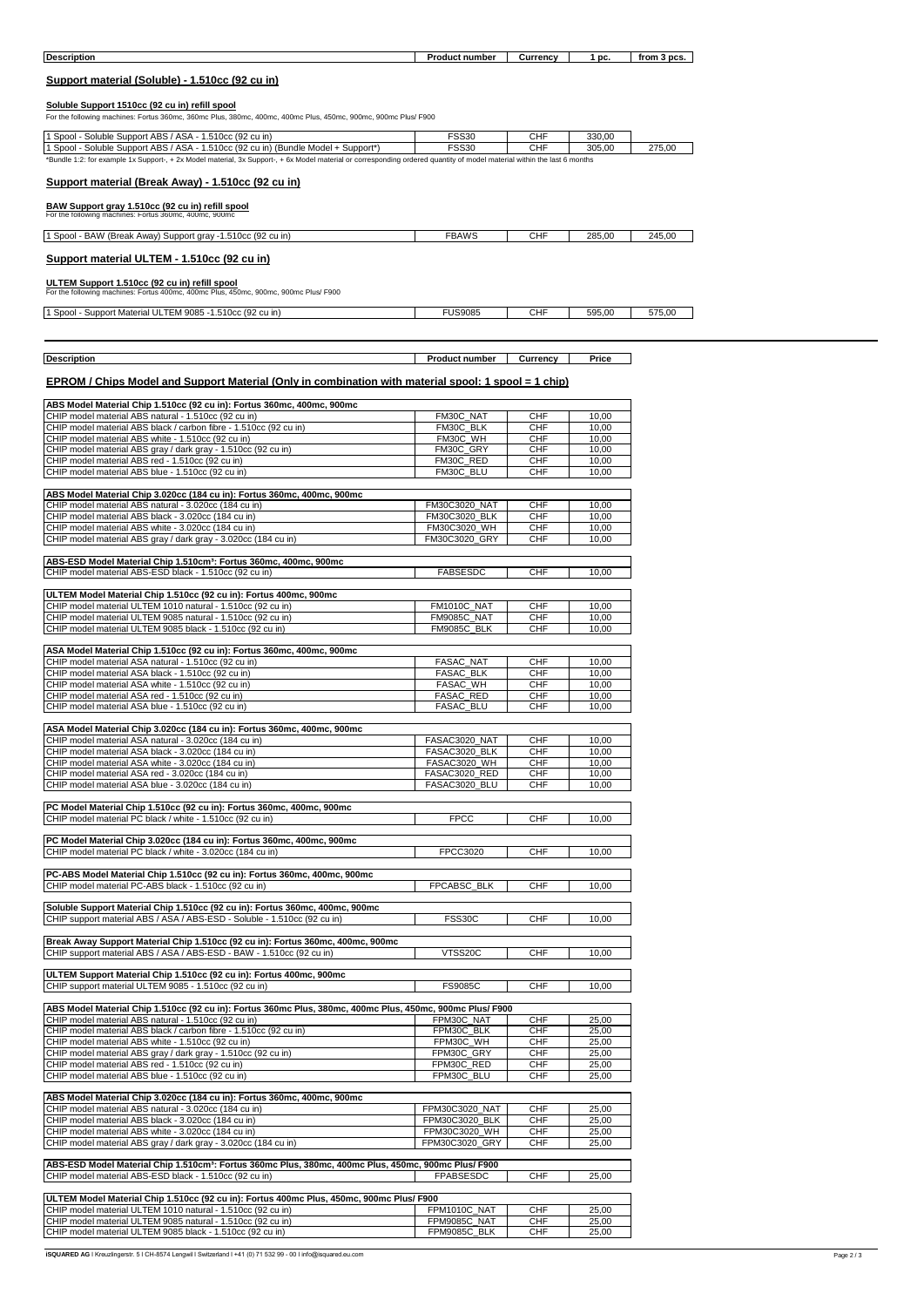| Description | Product number | Currency | 1 pc. | from 3 pcs. |
|---|---|---|---|---|

## Support material (Soluble) - 1.510cc (92 cu in)

### Soluble Support 1510cc (92 cu in) refill spool

For the following machines: Fortus 360mc, 360mc Plus, 380mc, 400mc, 400mc Plus, 450mc, 900mc, 900mc Plus/ F900

| Description | Product number | Currency | 1 pc. | from 3 pcs. |
|---|---|---|---|---|
| 1 Spool - Soluble Support ABS / ASA - 1.510cc (92 cu in) | FSS30 | CHF | 330,00 | |
| 1 Spool - Soluble Support ABS / ASA - 1.510cc (92 cu in) (Bundle Model + Support*) | FSS30 | CHF | 305,00 | 275,00 |

*Bundle 1:2: for example 1x Support-, + 2x Model material, 3x Support-, + 6x Model material or corresponding ordered quantity of model material within the last 6 months

## Support material (Break Away) - 1.510cc (92 cu in)

### BAW Support gray 1.510cc (92 cu in) refill spool

For the following machines: Fortus 360mc, 400mc, 900mc

| Description | Product number | Currency | 1 pc. | from 3 pcs. |
|---|---|---|---|---|
| 1 Spool - BAW (Break Away) Support gray -1.510cc (92 cu in) | FBAWS | CHF | 285,00 | 245,00 |

## Support material ULTEM - 1.510cc (92 cu in)

### ULTEM Support 1.510cc (92 cu in) refill spool

For the following machines: Fortus 400mc, 400mc Plus, 450mc, 900mc, 900mc Plus/ F900

| Description | Product number | Currency | 1 pc. | from 3 pcs. |
|---|---|---|---|---|
| 1 Spool - Support Material ULTEM 9085 -1.510cc (92 cu in) | FUS9085 | CHF | 595,00 | 575,00 |

## EPROM / Chips Model and Support Material (Only in combination with material spool: 1 spool = 1 chip)

| Description | Product number | Currency | Price |
|---|---|---|---|
| **ABS Model Material Chip 1.510cc (92 cu in): Fortus 360mc, 400mc, 900mc** | | | |
| CHIP model material ABS natural - 1.510cc (92 cu in) | FM30C_NAT | CHF | 10,00 |
| CHIP model material ABS black / carbon fibre - 1.510cc (92 cu in) | FM30C_BLK | CHF | 10,00 |
| CHIP model material ABS white - 1.510cc (92 cu in) | FM30C_WH | CHF | 10,00 |
| CHIP model material ABS gray / dark gray - 1.510cc (92 cu in) | FM30C_GRY | CHF | 10,00 |
| CHIP model material ABS red - 1.510cc (92 cu in) | FM30C_RED | CHF | 10,00 |
| CHIP model material ABS blue - 1.510cc (92 cu in) | FM30C_BLU | CHF | 10,00 |
| **ABS Model Material Chip 3.020cc (184 cu in): Fortus 360mc, 400mc, 900mc** | | | |
| CHIP model material ABS natural - 3.020cc (184 cu in) | FM30C3020_NAT | CHF | 10,00 |
| CHIP model material ABS black - 3.020cc (184 cu in) | FM30C3020_BLK | CHF | 10,00 |
| CHIP model material ABS white - 3.020cc (184 cu in) | FM30C3020_WH | CHF | 10,00 |
| CHIP model material ABS gray / dark gray - 3.020cc (184 cu in) | FM30C3020_GRY | CHF | 10,00 |
| **ABS-ESD Model Material Chip 1.510cm³: Fortus 360mc, 400mc, 900mc** | | | |
| CHIP model material ABS-ESD black - 1.510cc (92 cu in) | FABSESDC | CHF | 10,00 |
| **ULTEM Model Material Chip 1.510cc (92 cu in): Fortus 400mc, 900mc** | | | |
| CHIP model material ULTEM 1010 natural - 1.510cc (92 cu in) | FM1010C_NAT | CHF | 10,00 |
| CHIP model material ULTEM 9085 natural - 1.510cc (92 cu in) | FM9085C_NAT | CHF | 10,00 |
| CHIP model material ULTEM 9085 black - 1.510cc (92 cu in) | FM9085C_BLK | CHF | 10,00 |
| **ASA Model Material Chip 1.510cc (92 cu in): Fortus 360mc, 400mc, 900mc** | | | |
| CHIP model material ASA natural - 1.510cc (92 cu in) | FASAC_NAT | CHF | 10,00 |
| CHIP model material ASA black - 1.510cc (92 cu in) | FASAC_BLK | CHF | 10,00 |
| CHIP model material ASA white - 1.510cc (92 cu in) | FASAC_WH | CHF | 10,00 |
| CHIP model material ASA red - 1.510cc (92 cu in) | FASAC_RED | CHF | 10,00 |
| CHIP model material ASA blue - 1.510cc (92 cu in) | FASAC_BLU | CHF | 10,00 |
| **ASA Model Material Chip 3.020cc (184 cu in): Fortus 360mc, 400mc, 900mc** | | | |
| CHIP model material ASA natural - 3.020cc (184 cu in) | FASAC3020_NAT | CHF | 10,00 |
| CHIP model material ASA black - 3.020cc (184 cu in) | FASAC3020_BLK | CHF | 10,00 |
| CHIP model material ASA white - 3.020cc (184 cu in) | FASAC3020_WH | CHF | 10,00 |
| CHIP model material ASA red - 3.020cc (184 cu in) | FASAC3020_RED | CHF | 10,00 |
| CHIP model material ASA blue - 3.020cc (184 cu in) | FASAC3020_BLU | CHF | 10,00 |
| **PC Model Material Chip 1.510cc (92 cu in): Fortus 360mc, 400mc, 900mc** | | | |
| CHIP model material PC black / white - 1.510cc (92 cu in) | FPCC | CHF | 10,00 |
| **PC Model Material Chip 3.020cc (184 cu in): Fortus 360mc, 400mc, 900mc** | | | |
| CHIP model material PC black / white - 3.020cc (184 cu in) | FPCC3020 | CHF | 10,00 |
| **PC-ABS Model Material Chip 1.510cc (92 cu in): Fortus 360mc, 400mc, 900mc** | | | |
| CHIP model material PC-ABS black - 1.510cc (92 cu in) | FPCABSC_BLK | CHF | 10,00 |
| **Soluble Support Material Chip 1.510cc (92 cu in): Fortus 360mc, 400mc, 900mc** | | | |
| CHIP support material ABS / ASA / ABS-ESD - Soluble - 1.510cc (92 cu in) | FSS30C | CHF | 10,00 |
| **Break Away Support Material Chip 1.510cc (92 cu in): Fortus 360mc, 400mc, 900mc** | | | |
| CHIP support material ABS / ASA / ABS-ESD - BAW - 1.510cc (92 cu in) | VTSS20C | CHF | 10,00 |
| **ULTEM Support Material Chip 1.510cc (92 cu in): Fortus 400mc, 900mc** | | | |
| CHIP support material ULTEM 9085 - 1.510cc (92 cu in) | FS9085C | CHF | 10,00 |
| **ABS Model Material Chip 1.510cc (92 cu in): Fortus 360mc Plus, 380mc, 400mc Plus, 450mc, 900mc Plus/ F900** | | | |
| CHIP model material ABS natural - 1.510cc (92 cu in) | FPM30C_NAT | CHF | 25,00 |
| CHIP model material ABS black / carbon fibre - 1.510cc (92 cu in) | FPM30C_BLK | CHF | 25,00 |
| CHIP model material ABS white - 1.510cc (92 cu in) | FPM30C_WH | CHF | 25,00 |
| CHIP model material ABS gray / dark gray - 1.510cc (92 cu in) | FPM30C_GRY | CHF | 25,00 |
| CHIP model material ABS red - 1.510cc (92 cu in) | FPM30C_RED | CHF | 25,00 |
| CHIP model material ABS blue - 1.510cc (92 cu in) | FPM30C_BLU | CHF | 25,00 |
| **ABS Model Material Chip 3.020cc (184 cu in): Fortus 360mc, 400mc, 900mc** | | | |
| CHIP model material ABS natural - 3.020cc (184 cu in) | FPM30C3020_NAT | CHF | 25,00 |
| CHIP model material ABS black - 3.020cc (184 cu in) | FPM30C3020_BLK | CHF | 25,00 |
| CHIP model material ABS white - 3.020cc (184 cu in) | FPM30C3020_WH | CHF | 25,00 |
| CHIP model material ABS gray / dark gray - 3.020cc (184 cu in) | FPM30C3020_GRY | CHF | 25,00 |
| **ABS-ESD Model Material Chip 1.510cm³: Fortus 360mc Plus, 380mc, 400mc Plus, 450mc, 900mc Plus/ F900** | | | |
| CHIP model material ABS-ESD black - 1.510cc (92 cu in) | FPABSESDC | CHF | 25,00 |
| **ULTEM Model Material Chip 1.510cc (92 cu in): Fortus 400mc Plus, 450mc, 900mc Plus/ F900** | | | |
| CHIP model material ULTEM 1010 natural - 1.510cc (92 cu in) | FPM1010C_NAT | CHF | 25,00 |
| CHIP model material ULTEM 9085 natural - 1.510cc (92 cu in) | FPM9085C_NAT | CHF | 25,00 |
| CHIP model material ULTEM 9085 black - 1.510cc (92 cu in) | FPM9085C_BLK | CHF | 25,00 |

iSQUARED AG I Kreuzlingerstr. 5 I CH-8574 Lengwil I Switzerland I +41 (0) 71 532 99 - 00 I info@isquared.eu.com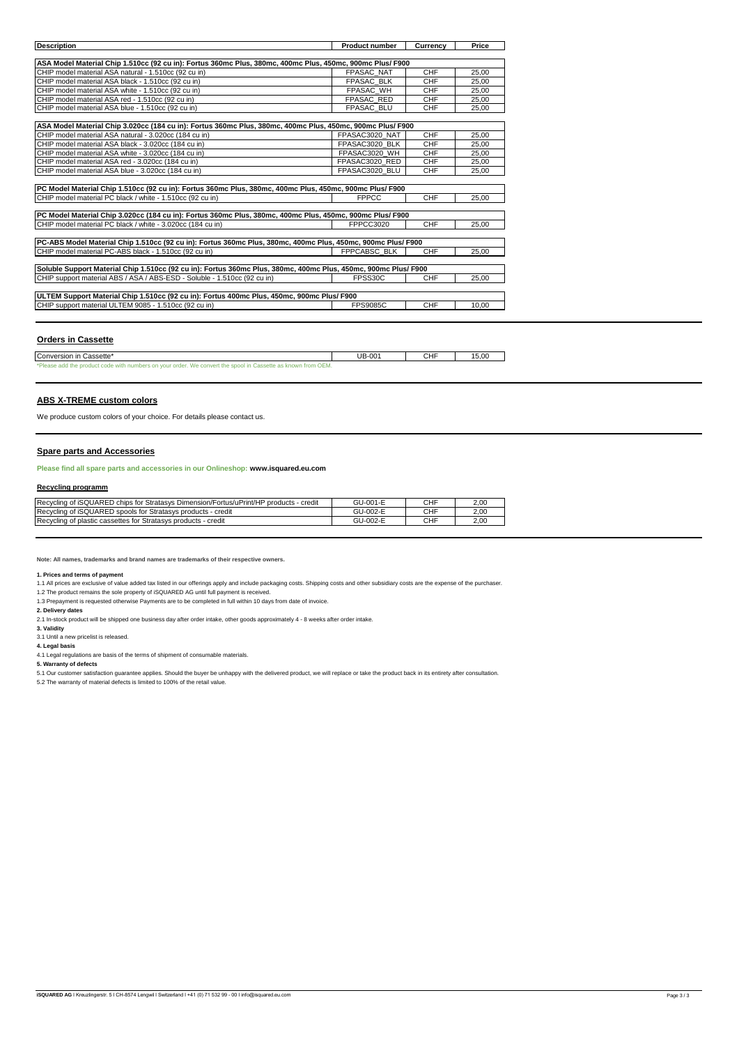| Description | Product number | Currency | Price |
|---|---|---|---|
| **ASA Model Material Chip 1.510cc (92 cu in): Fortus 360mc Plus, 380mc, 400mc Plus, 450mc, 900mc Plus/ F900** | | | |
| CHIP model material ASA natural - 1.510cc (92 cu in) | FPASAC_NAT | CHF | 25,00 |
| CHIP model material ASA black - 1.510cc (92 cu in) | FPASAC_BLK | CHF | 25,00 |
| CHIP model material ASA white - 1.510cc (92 cu in) | FPASAC_WH | CHF | 25,00 |
| CHIP model material ASA red - 1.510cc (92 cu in) | FPASAC_RED | CHF | 25,00 |
| CHIP model material ASA blue - 1.510cc (92 cu in) | FPASAC_BLU | CHF | 25,00 |
| **ASA Model Material Chip 3.020cc (184 cu in): Fortus 360mc Plus, 380mc, 400mc Plus, 450mc, 900mc Plus/ F900** | | | |
| CHIP model material ASA natural - 3.020cc (184 cu in) | FPASAC3020_NAT | CHF | 25,00 |
| CHIP model material ASA black - 3.020cc (184 cu in) | FPASAC3020_BLK | CHF | 25,00 |
| CHIP model material ASA white - 3.020cc (184 cu in) | FPASAC3020_WH | CHF | 25,00 |
| CHIP model material ASA red - 3.020cc (184 cu in) | FPASAC3020_RED | CHF | 25,00 |
| CHIP model material ASA blue - 3.020cc (184 cu in) | FPASAC3020_BLU | CHF | 25,00 |
| **PC Model Material Chip 1.510cc (92 cu in): Fortus 360mc Plus, 380mc, 400mc Plus, 450mc, 900mc Plus/ F900** | | | |
| CHIP model material PC black / white - 1.510cc (92 cu in) | FPPCC | CHF | 25,00 |
| **PC Model Material Chip 3.020cc (184 cu in): Fortus 360mc Plus, 380mc, 400mc Plus, 450mc, 900mc Plus/ F900** | | | |
| CHIP model material PC black / white - 3.020cc (184 cu in) | FPPCC3020 | CHF | 25,00 |
| **PC-ABS Model Material Chip 1.510cc (92 cu in): Fortus 360mc Plus, 380mc, 400mc Plus, 450mc, 900mc Plus/ F900** | | | |
| CHIP model material PC-ABS black - 1.510cc (92 cu in) | FPPCABSC_BLK | CHF | 25,00 |
| **Soluble Support Material Chip 1.510cc (92 cu in): Fortus 360mc Plus, 380mc, 400mc Plus, 450mc, 900mc Plus/ F900** | | | |
| CHIP support material ABS / ASA / ABS-ESD - Soluble - 1.510cc (92 cu in) | FPSS30C | CHF | 25,00 |
| **ULTEM Support Material Chip 1.510cc (92 cu in): Fortus 400mc Plus, 450mc, 900mc Plus/ F900** | | | |
| CHIP support material ULTEM 9085 - 1.510cc (92 cu in) | FPS9085C | CHF | 10,00 |

## Orders in Cassette

| Description | Product number | Currency | Price |
|---|---|---|---|
| Conversion in Cassette* | UB-001 | CHF | 15,00 |

*Please add the product code with numbers on your order. We convert the spool in Cassette as known from OEM.

## ABS X-TREME custom colors

We produce custom colors of your choice. For details please contact us.

## Spare parts and Accessories

**Please find all spare parts and accessories in our Onlineshop: www.isquared.eu.com**

### Recycling programm

| Description | Product number | Currency | Price |
|---|---|---|---|
| Recycling of iSQUARED chips for Stratasys Dimension/Fortus/uPrint/HP products - credit | GU-001-E | CHF | 2,00 |
| Recycling of iSQUARED spools for Stratasys products - credit | GU-002-E | CHF | 2,00 |
| Recycling of plastic cassettes for Stratasys products - credit | GU-002-E | CHF | 2,00 |

**Note: All names, trademarks and brand names are trademarks of their respective owners.**

**1. Prices and terms of payment**

1.1 All prices are exclusive of value added tax listed in our offerings apply and include packaging costs. Shipping costs and other subsidiary costs are the expense of the purchaser.

1.2 The product remains the sole property of iSQUARED AG until full payment is received.

1.3 Prepayment is requested otherwise Payments are to be completed in full within 10 days from date of invoice.

**2. Delivery dates**

2.1 In-stock product will be shipped one business day after order intake, other goods approximately 4 - 8 weeks after order intake.

**3. Validity**

3.1 Until a new pricelist is released.

**4. Legal basis**

4.1 Legal regulations are basis of the terms of shipment of consumable materials.

**5. Warranty of defects**

5.1 Our customer satisfaction guarantee applies. Should the buyer be unhappy with the delivered product, we will replace or take the product back in its entirety after consultation.

5.2 The warranty of material defects is limited to 100% of the retail value.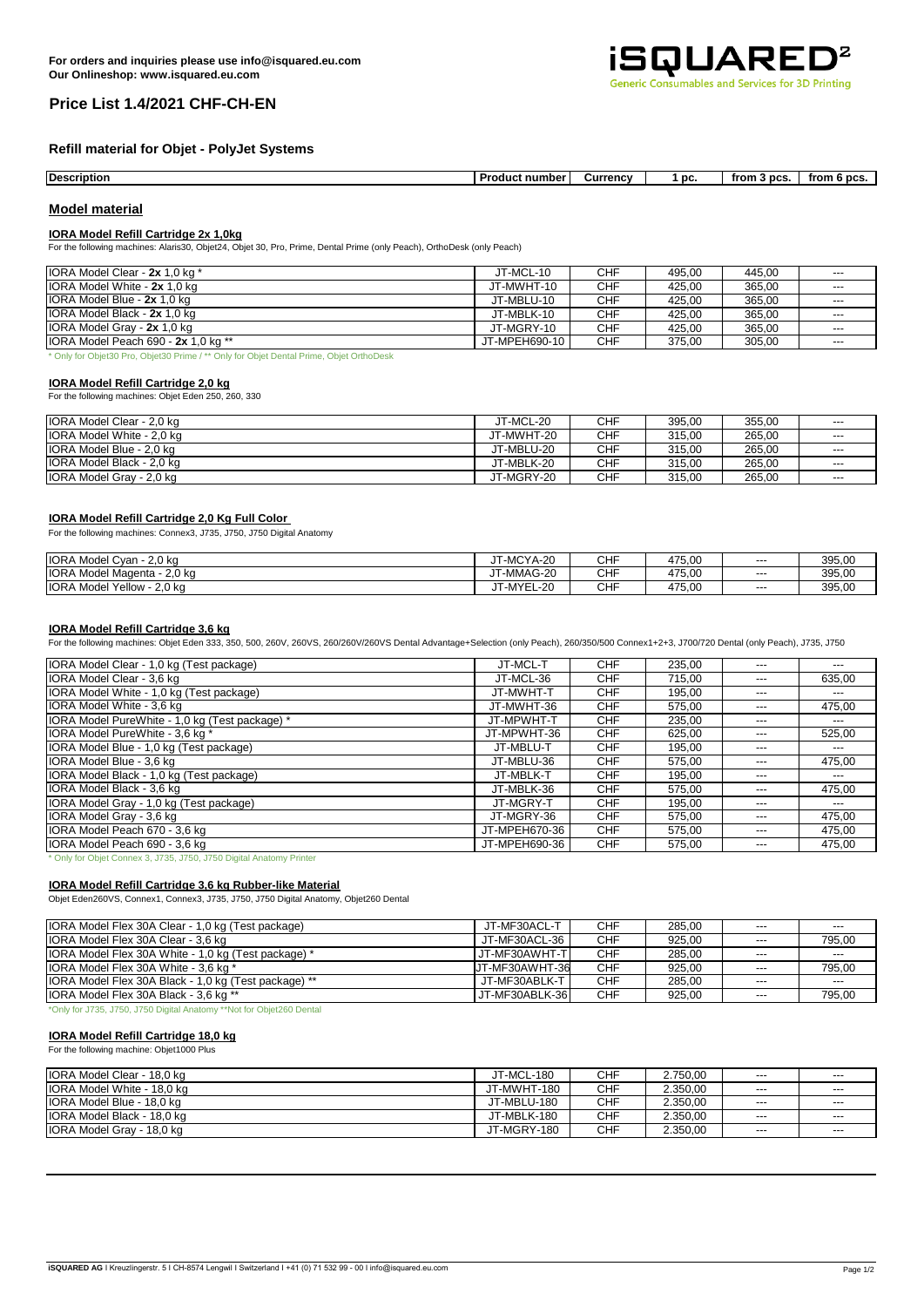For orders and inquiries please use info@isquared.eu.com
Our Onlineshop: www.isquared.eu.com

iSQUARED² Generic Consumables and Services for 3D Printing

# Price List 1.4/2021 CHF-CH-EN

## Refill material for Objet - PolyJet Systems

| Description | Product number | Currency | 1 pc. | from 3 pcs. | from 6 pcs. |
|---|---|---|---|---|---|

### Model material

#### IORA Model Refill Cartridge 2x 1,0kg

For the following machines: Alaris30, Objet24, Objet 30, Pro, Prime, Dental Prime (only Peach), OrthoDesk (only Peach)

| Description | Product number | Currency | 1 pc. | from 3 pcs. | from 6 pcs. |
|---|---|---|---|---|---|
| IORA Model Clear - **2x** 1,0 kg * | JT-MCL-10 | CHF | 495,00 | 445,00 | --- |
| IORA Model White - **2x** 1,0 kg | JT-MWHT-10 | CHF | 425,00 | 365,00 | --- |
| IORA Model Blue - **2x** 1,0 kg | JT-MBLU-10 | CHF | 425,00 | 365,00 | --- |
| IORA Model Black - **2x** 1,0 kg | JT-MBLK-10 | CHF | 425,00 | 365,00 | --- |
| IORA Model Gray - **2x** 1,0 kg | JT-MGRY-10 | CHF | 425,00 | 365,00 | --- |
| IORA Model Peach 690 - **2x** 1,0 kg ** | JT-MPEH690-10 | CHF | 375,00 | 305,00 | --- |

\* Only for Objet30 Pro, Objet30 Prime / ** Only for Objet Dental Prime, Objet OrthoDesk

#### IORA Model Refill Cartridge 2,0 kg

For the following machines: Objet Eden 250, 260, 330

| Description | Product number | Currency | 1 pc. | from 3 pcs. | from 6 pcs. |
|---|---|---|---|---|---|
| IORA Model Clear - 2,0 kg | JT-MCL-20 | CHF | 395,00 | 355,00 | --- |
| IORA Model White - 2,0 kg | JT-MWHT-20 | CHF | 315,00 | 265,00 | --- |
| IORA Model Blue - 2,0 kg | JT-MBLU-20 | CHF | 315,00 | 265,00 | --- |
| IORA Model Black - 2,0 kg | JT-MBLK-20 | CHF | 315,00 | 265,00 | --- |
| IORA Model Gray - 2,0 kg | JT-MGRY-20 | CHF | 315,00 | 265,00 | --- |

#### IORA Model Refill Cartridge 2,0 Kg Full Color

For the following machines: Connex3, J735, J750, J750 Digital Anatomy

| Description | Product number | Currency | 1 pc. | from 3 pcs. | from 6 pcs. |
|---|---|---|---|---|---|
| IORA Model Cyan - 2,0 kg | JT-MCYA-20 | CHF | 475,00 | --- | 395,00 |
| IORA Model Magenta - 2,0 kg | JT-MMAG-20 | CHF | 475,00 | --- | 395,00 |
| IORA Model Yellow - 2,0 kg | JT-MYEL-20 | CHF | 475,00 | --- | 395,00 |

#### IORA Model Refill Cartridge 3,6 kg

For the following machines: Objet Eden 333, 350, 500, 260V, 260VS, 260/260V/260VS Dental Advantage+Selection (only Peach), 260/350/500 Connex1+2+3, J700/720 Dental (only Peach), J735, J750

| Description | Product number | Currency | 1 pc. | from 3 pcs. | from 6 pcs. |
|---|---|---|---|---|---|
| IORA Model Clear - 1,0 kg (Test package) | JT-MCL-T | CHF | 235,00 | --- | --- |
| IORA Model Clear - 3,6 kg | JT-MCL-36 | CHF | 715,00 | --- | 635,00 |
| IORA Model White - 1,0 kg (Test package) | JT-MWHT-T | CHF | 195,00 | --- | --- |
| IORA Model White - 3,6 kg | JT-MWHT-36 | CHF | 575,00 | --- | 475,00 |
| IORA Model PureWhite - 1,0 kg (Test package) * | JT-MPWHT-T | CHF | 235,00 | --- | --- |
| IORA Model PureWhite - 3,6 kg * | JT-MPWHT-36 | CHF | 625,00 | --- | 525,00 |
| IORA Model Blue - 1,0 kg (Test package) | JT-MBLU-T | CHF | 195,00 | --- | --- |
| IORA Model Blue - 3,6 kg | JT-MBLU-36 | CHF | 575,00 | --- | 475,00 |
| IORA Model Black - 1,0 kg (Test package) | JT-MBLK-T | CHF | 195,00 | --- | --- |
| IORA Model Black - 3,6 kg | JT-MBLK-36 | CHF | 575,00 | --- | 475,00 |
| IORA Model Gray - 1,0 kg (Test package) | JT-MGRY-T | CHF | 195,00 | --- | --- |
| IORA Model Gray - 3,6 kg | JT-MGRY-36 | CHF | 575,00 | --- | 475,00 |
| IORA Model Peach 670 - 3,6 kg | JT-MPEH670-36 | CHF | 575,00 | --- | 475,00 |
| IORA Model Peach 690 - 3,6 kg | JT-MPEH690-36 | CHF | 575,00 | --- | 475,00 |

\* Only for Objet Connex 3, J735, J750, J750 Digital Anatomy Printer

#### IORA Model Refill Cartridge 3,6 kg Rubber-like Material

Objet Eden260VS, Connex1, Connex3, J735, J750, J750 Digital Anatomy, Objet260 Dental

| Description | Product number | Currency | 1 pc. | from 3 pcs. | from 6 pcs. |
|---|---|---|---|---|---|
| IORA Model Flex 30A Clear - 1,0 kg (Test package) | JT-MF30ACL-T | CHF | 285,00 | --- | --- |
| IORA Model Flex 30A Clear - 3,6 kg | JT-MF30ACL-36 | CHF | 925,00 | --- | 795,00 |
| IORA Model Flex 30A White - 1,0 kg (Test package) * | JT-MF30AWHT-T | CHF | 285,00 | --- | --- |
| IORA Model Flex 30A White - 3,6 kg * | JT-MF30AWHT-36 | CHF | 925,00 | --- | 795,00 |
| IORA Model Flex 30A Black - 1,0 kg (Test package) ** | JT-MF30ABLK-T | CHF | 285,00 | --- | --- |
| IORA Model Flex 30A Black - 3,6 kg ** | JT-MF30ABLK-36 | CHF | 925,00 | --- | 795,00 |

\*Only for J735, J750, J750 Digital Anatomy **Not for Objet260 Dental

#### IORA Model Refill Cartridge 18,0 kg

For the following machine: Objet1000 Plus

| Description | Product number | Currency | 1 pc. | from 3 pcs. | from 6 pcs. |
|---|---|---|---|---|---|
| IORA Model Clear - 18,0 kg | JT-MCL-180 | CHF | 2.750,00 | --- | --- |
| IORA Model White - 18,0 kg | JT-MWHT-180 | CHF | 2.350,00 | --- | --- |
| IORA Model Blue - 18,0 kg | JT-MBLU-180 | CHF | 2.350,00 | --- | --- |
| IORA Model Black - 18,0 kg | JT-MBLK-180 | CHF | 2.350,00 | --- | --- |
| IORA Model Gray - 18,0 kg | JT-MGRY-180 | CHF | 2.350,00 | --- | --- |

**iSQUARED AG** I Kreuzlingerstr. 5 I CH-8574 Lengwil I Switzerland I +41 (0) 71 532 99 - 00 I info@isquared.eu.com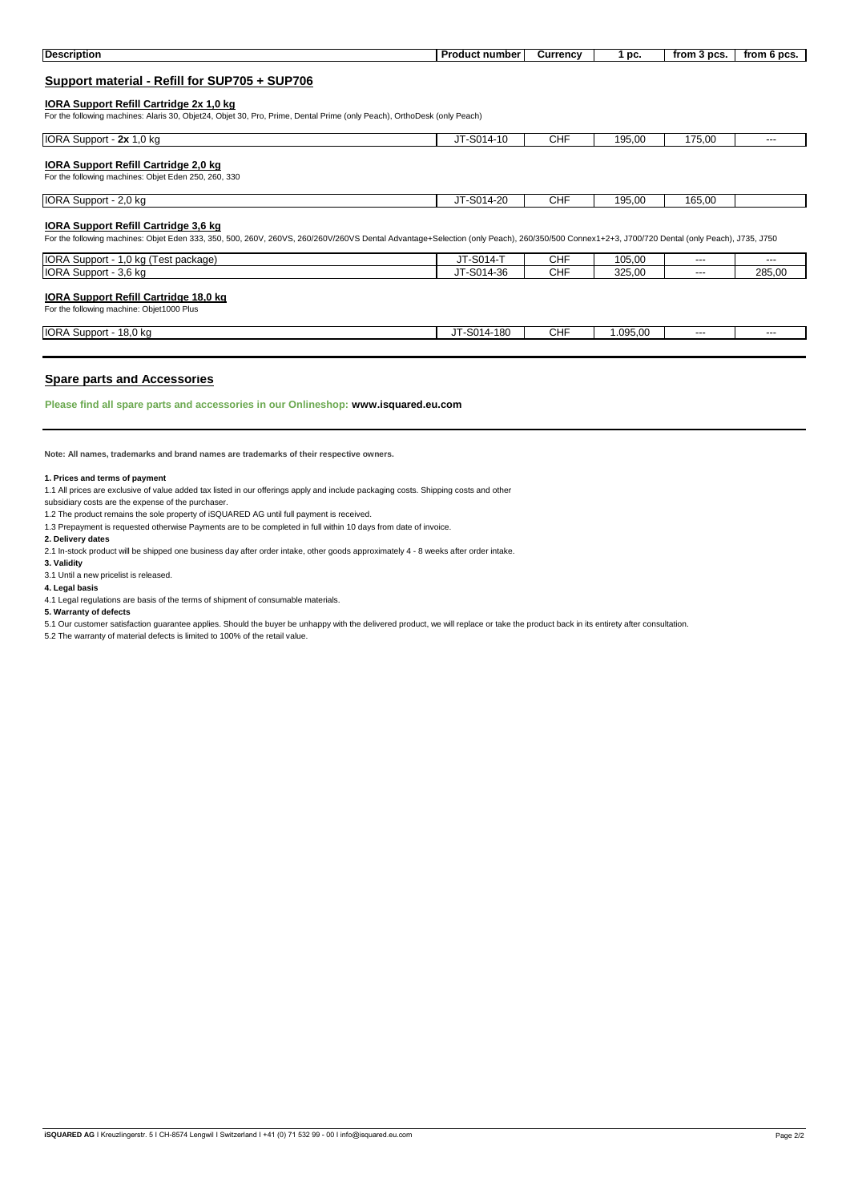| Description | Product number | Currency | 1 pc. | from 3 pcs. | from 6 pcs. |
|---|---|---|---|---|---|

## Support material - Refill for SUP705 + SUP706

### IORA Support Refill Cartridge 2x 1,0 kg

For the following machines: Alaris 30, Objet24, Objet 30, Pro, Prime, Dental Prime (only Peach), OrthoDesk (only Peach)

| | | | | | |
|---|---|---|---|---|---|
| IORA Support - **2x** 1,0 kg | JT-S014-10 | CHF | 195,00 | 175,00 | --- |

### IORA Support Refill Cartridge 2,0 kg

For the following machines: Objet Eden 250, 260, 330

| | | | | | |
|---|---|---|---|---|---|
| IORA Support - 2,0 kg | JT-S014-20 | CHF | 195,00 | 165,00 | |

### IORA Support Refill Cartridge 3,6 kg

For the following machines: Objet Eden 333, 350, 500, 260V, 260VS, 260/260V/260VS Dental Advantage+Selection (only Peach), 260/350/500 Connex1+2+3, J700/720 Dental (only Peach), J735, J750

| | | | | | |
|---|---|---|---|---|---|
| IORA Support - 1,0 kg (Test package) | JT-S014-T | CHF | 105,00 | --- | --- |
| IORA Support - 3,6 kg | JT-S014-36 | CHF | 325,00 | --- | 285,00 |

### IORA Support Refill Cartridge 18,0 kg

For the following machine: Objet1000 Plus

| | | | | | |
|---|---|---|---|---|---|
| IORA Support - 18,0 kg | JT-S014-180 | CHF | 1.095,00 | --- | --- |

## Spare parts and Accessories

**Please find all spare parts and accessories in our Onlineshop: www.isquared.eu.com**

**Note: All names, trademarks and brand names are trademarks of their respective owners.**

**1. Prices and terms of payment**

1.1 All prices are exclusive of value added tax listed in our offerings apply and include packaging costs. Shipping costs and other subsidiary costs are the expense of the purchaser.

1.2 The product remains the sole property of iSQUARED AG until full payment is received.

1.3 Prepayment is requested otherwise Payments are to be completed in full within 10 days from date of invoice.

**2. Delivery dates**

2.1 In-stock product will be shipped one business day after order intake, other goods approximately 4 - 8 weeks after order intake.

**3. Validity**

3.1 Until a new pricelist is released.

**4. Legal basis**

4.1 Legal regulations are basis of the terms of shipment of consumable materials.

**5. Warranty of defects**

5.1 Our customer satisfaction guarantee applies. Should the buyer be unhappy with the delivered product, we will replace or take the product back in its entirety after consultation.

5.2 The warranty of material defects is limited to 100% of the retail value.